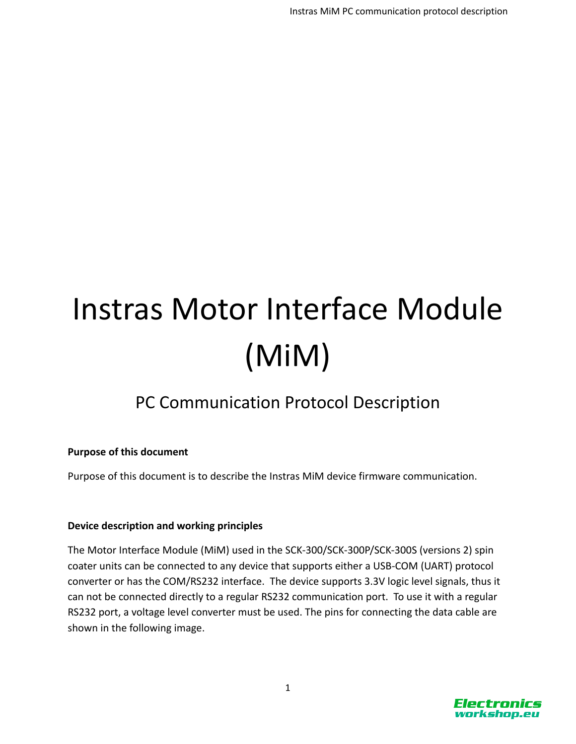# Instras Motor Interface Module (MiM)

## PC Communication Protocol Description

**Purpose of this document**

Purpose of this document is to describe the Instras MiM device firmware communication.

**Device description and working principles**

The Motor Interface Module (MiM) used in the SCK-300/SCK-300P/SCK-300S (versions 2) spin coater units can be connected to any device that supports either a USB-COM (UART) protocol converter or has the COM/RS232 interface. The device supports 3.3V logic level signals, thus it can not be connected directly to a regular RS232 communication port. To use it with a regular RS232 port, a voltage level converter must be used. The pins for connecting the data cable are shown in the following image.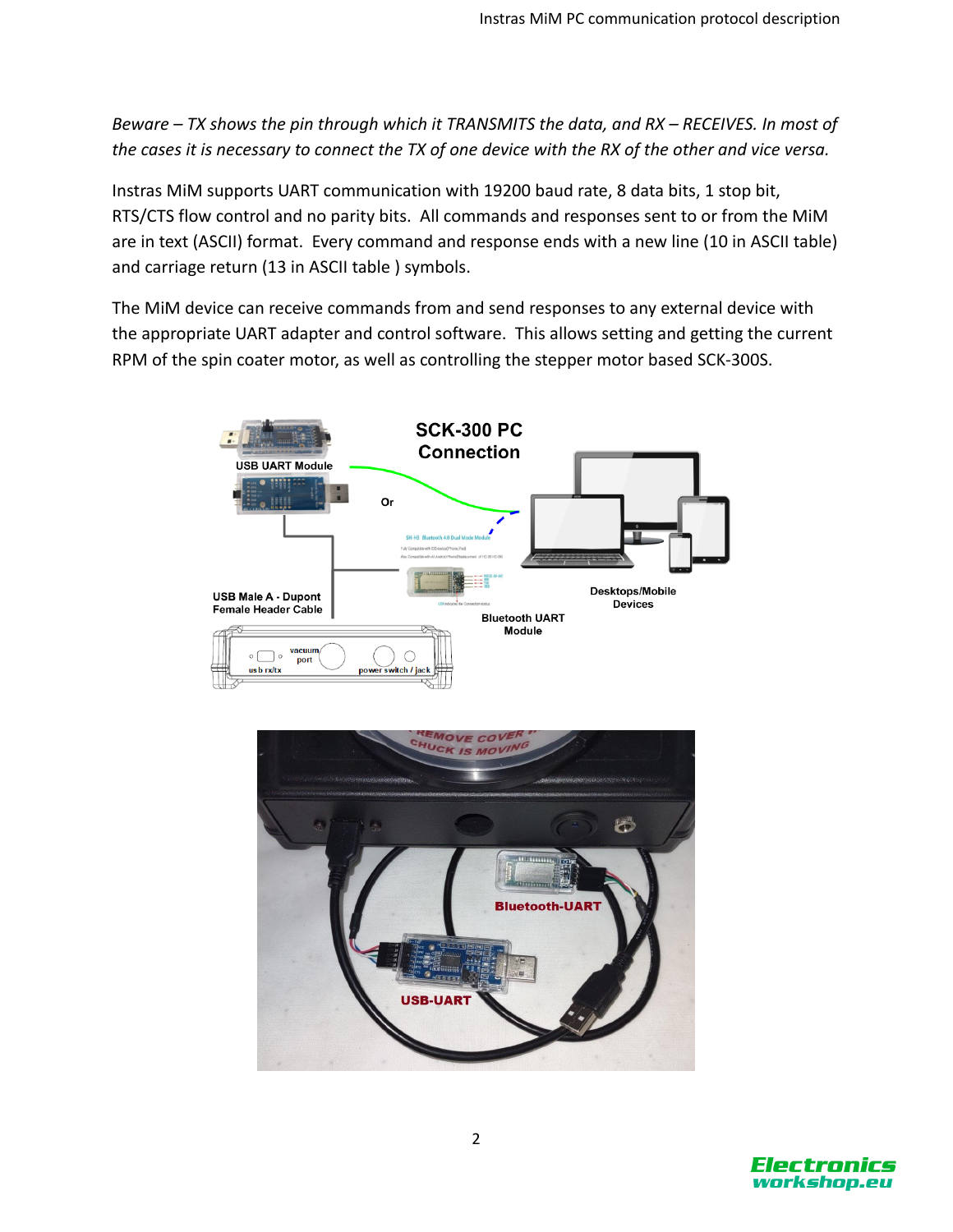*Beware – TX shows the pin through which it TRANSMITS the data, and RX – RECEIVES. In most of the cases it is necessary to connect the TX of one device with the RX of the other and vice versa.*

Instras MiM supports UART communication with 19200 baud rate, 8 data bits, 1 stop bit, RTS/CTS flow control and no parity bits. All commands and responses sent to or from the MiM are in text (ASCII) format. Every command and response ends with a new line (10 in ASCII table) and carriage return (13 in ASCII table ) symbols.

The MiM device can receive commands from and send responses to any external device with the appropriate UART adapter and control software. This allows setting and getting the current RPM of the spin coater motor, as well as controlling the stepper motor based SCK-300S.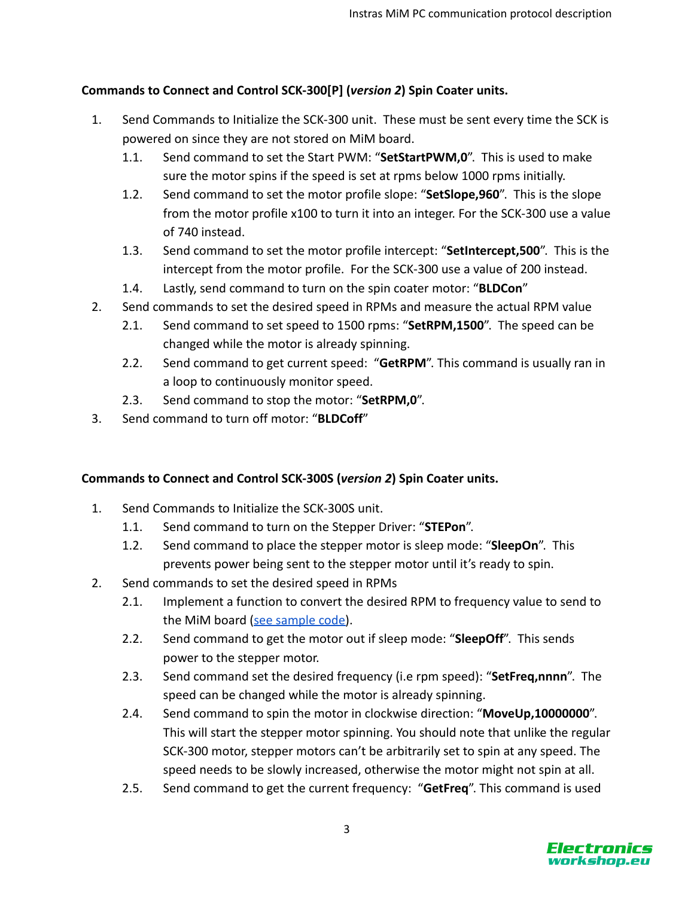**Commands to Connect and Control SCK-300[P] (*version 2*) Spin Coater units.**

1. Send Commands to Initialize the SCK-300 unit. These must be sent every time the SCK is powered on since they are not stored on MiM board.
    1.1. Send command to set the Start PWM: "**SetStartPWM,0**". This is used to make sure the motor spins if the speed is set at rpms below 1000 rpms initially.
    1.2. Send command to set the motor profile slope: "**SetSlope,960**". This is the slope from the motor profile x100 to turn it into an integer. For the SCK-300 use a value of 740 instead.
    1.3. Send command to set the motor profile intercept: "**SetIntercept,500**". This is the intercept from the motor profile. For the SCK-300 use a value of 200 instead.
    1.4. Lastly, send command to turn on the spin coater motor: "**BLDCon**"
2. Send commands to set the desired speed in RPMs and measure the actual RPM value
    2.1. Send command to set speed to 1500 rpms: "**SetRPM,1500**". The speed can be changed while the motor is already spinning.
    2.2. Send command to get current speed: "**GetRPM**". This command is usually ran in a loop to continuously monitor speed.
    2.3. Send command to stop the motor: "**SetRPM,0**".
3. Send command to turn off motor: "**BLDCoff**"

**Commands to Connect and Control SCK-300S (*version 2*) Spin Coater units.**

1. Send Commands to Initialize the SCK-300S unit.
    1.1. Send command to turn on the Stepper Driver: "**STEPon**".
    1.2. Send command to place the stepper motor is sleep mode: "**SleepOn**". This prevents power being sent to the stepper motor until it's ready to spin.
2. Send commands to set the desired speed in RPMs
    2.1. Implement a function to convert the desired RPM to frequency value to send to the MiM board ([see sample code]).
    2.2. Send command to get the motor out if sleep mode: "**SleepOff**". This sends power to the stepper motor.
    2.3. Send command set the desired frequency (i.e rpm speed): "**SetFreq,nnnn**". The speed can be changed while the motor is already spinning.
    2.4. Send command to spin the motor in clockwise direction: "**MoveUp,10000000**". This will start the stepper motor spinning. You should note that unlike the regular SCK-300 motor, stepper motors can't be arbitrarily set to spin at any speed. The speed needs to be slowly increased, otherwise the motor might not spin at all.
    2.5. Send command to get the current frequency: "**GetFreq**". This command is used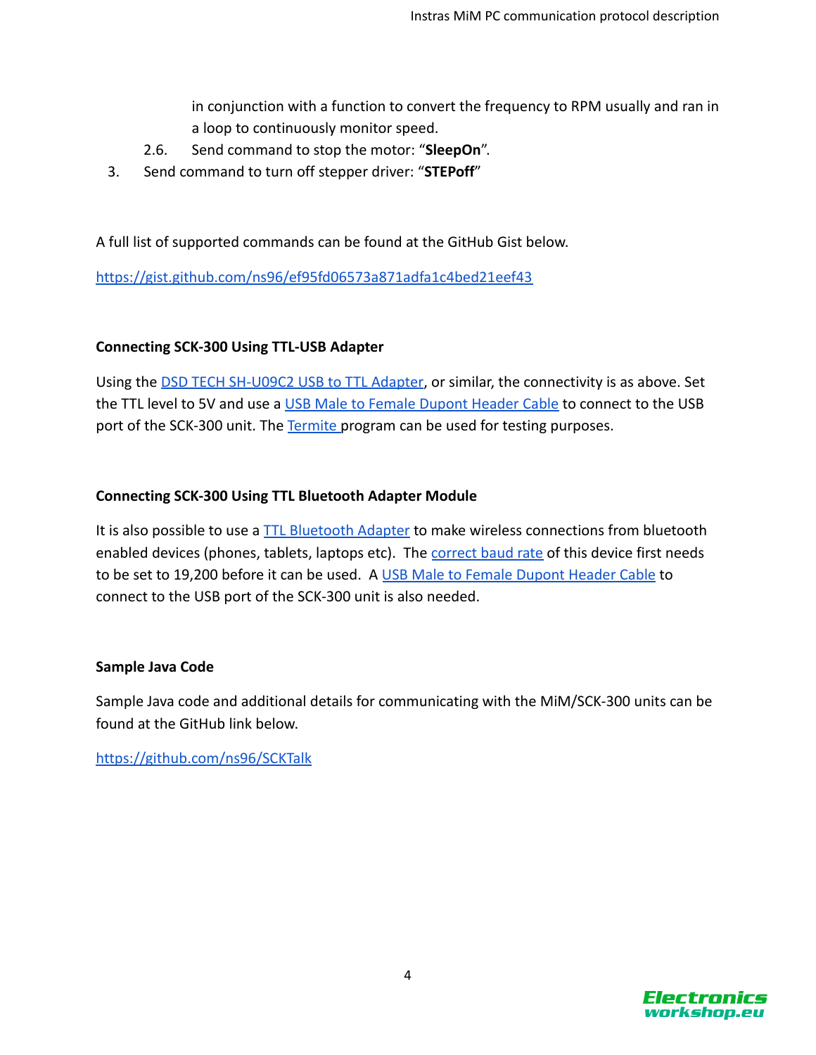in conjunction with a function to convert the frequency to RPM usually and ran in a loop to continuously monitor speed.

2.6. Send command to stop the motor: "**SleepOn**".

3. Send command to turn off stepper driver: "**STEPoff**"

A full list of supported commands can be found at the GitHub Gist below.

https://gist.github.com/ns96/ef95fd06573a871adfa1c4bed21eef43

**Connecting SCK-300 Using TTL-USB Adapter**

Using the DSD TECH SH-U09C2 USB to TTL Adapter, or similar, the connectivity is as above. Set the TTL level to 5V and use a USB Male to Female Dupont Header Cable to connect to the USB port of the SCK-300 unit. The Termite program can be used for testing purposes.

**Connecting SCK-300 Using TTL Bluetooth Adapter Module**

It is also possible to use a TTL Bluetooth Adapter to make wireless connections from bluetooth enabled devices (phones, tablets, laptops etc). The correct baud rate of this device first needs to be set to 19,200 before it can be used. A USB Male to Female Dupont Header Cable to connect to the USB port of the SCK-300 unit is also needed.

**Sample Java Code**

Sample Java code and additional details for communicating with the MiM/SCK-300 units can be found at the GitHub link below.

https://github.com/ns96/SCKTalk